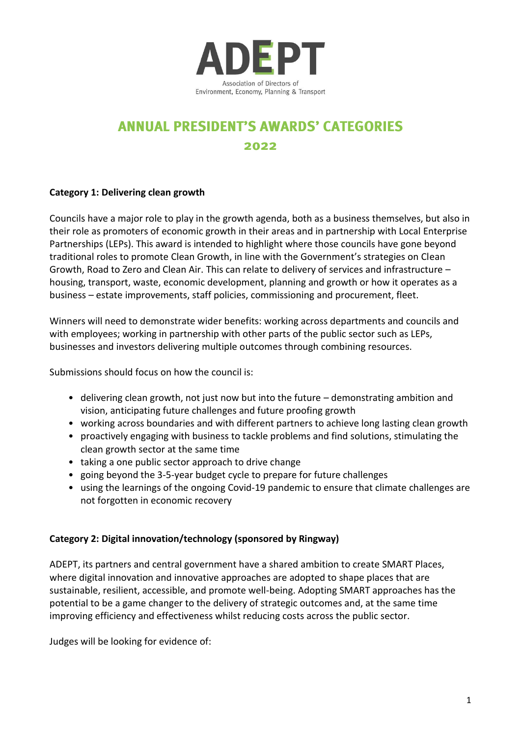ADEPT

Association of Directors of Environment, Economy, Planning & Transport

# ANNUAL PRESIDENT'S AWARDS' CATEGORIES

## 2022

**Category 1: Delivering clean growth**

Councils have a major role to play in the growth agenda, both as a business themselves, but also in their role as promoters of economic growth in their areas and in partnership with Local Enterprise Partnerships (LEPs). This award is intended to highlight where those councils have gone beyond traditional roles to promote Clean Growth, in line with the Government's strategies on Clean Growth, Road to Zero and Clean Air. This can relate to delivery of services and infrastructure – housing, transport, waste, economic development, planning and growth or how it operates as a business – estate improvements, staff policies, commissioning and procurement, fleet.

Winners will need to demonstrate wider benefits: working across departments and councils and with employees; working in partnership with other parts of the public sector such as LEPs, businesses and investors delivering multiple outcomes through combining resources.

Submissions should focus on how the council is:

- delivering clean growth, not just now but into the future – demonstrating ambition and vision, anticipating future challenges and future proofing growth
- working across boundaries and with different partners to achieve long lasting clean growth
- proactively engaging with business to tackle problems and find solutions, stimulating the clean growth sector at the same time
- taking a one public sector approach to drive change
- going beyond the 3-5-year budget cycle to prepare for future challenges
- using the learnings of the ongoing Covid-19 pandemic to ensure that climate challenges are not forgotten in economic recovery

**Category 2: Digital innovation/technology (sponsored by Ringway)**

ADEPT, its partners and central government have a shared ambition to create SMART Places, where digital innovation and innovative approaches are adopted to shape places that are sustainable, resilient, accessible, and promote well-being. Adopting SMART approaches has the potential to be a game changer to the delivery of strategic outcomes and, at the same time improving efficiency and effectiveness whilst reducing costs across the public sector.

Judges will be looking for evidence of: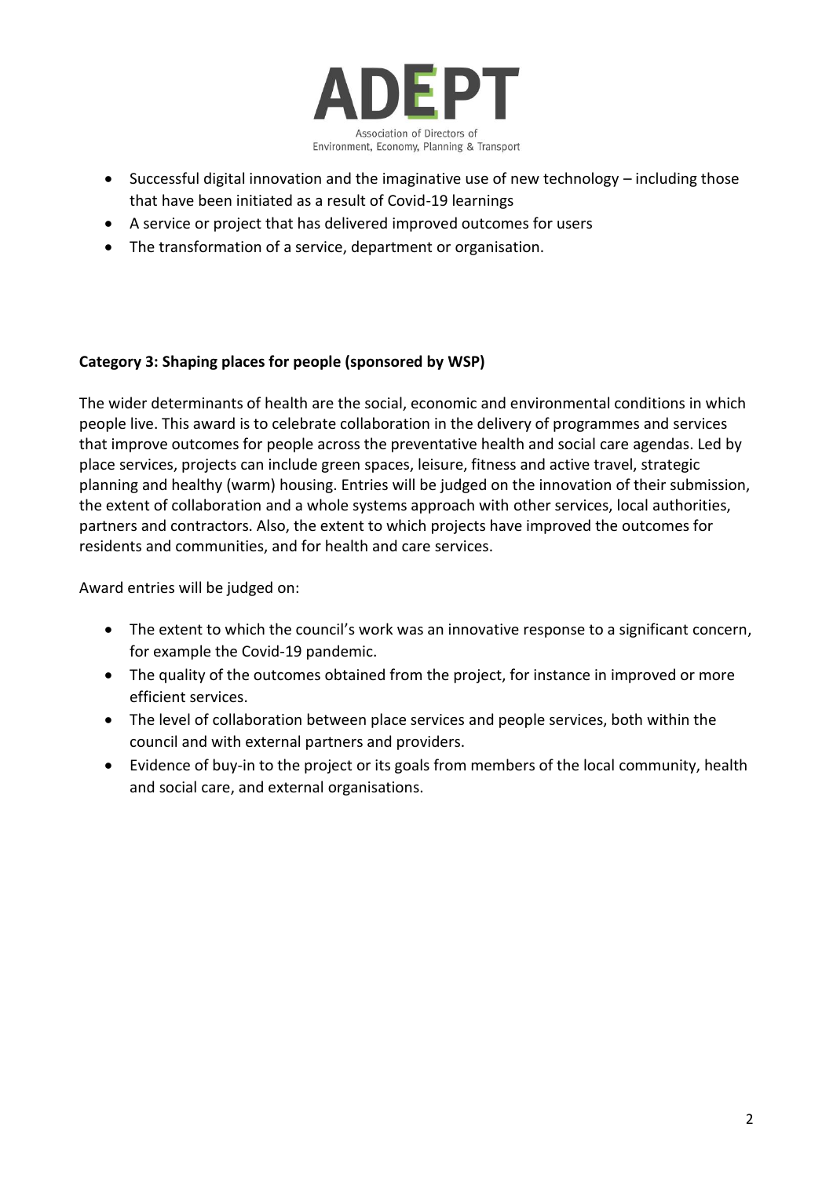- Successful digital innovation and the imaginative use of new technology – including those that have been initiated as a result of Covid-19 learnings
- A service or project that has delivered improved outcomes for users
- The transformation of a service, department or organisation.

**Category 3: Shaping places for people (sponsored by WSP)**

The wider determinants of health are the social, economic and environmental conditions in which people live. This award is to celebrate collaboration in the delivery of programmes and services that improve outcomes for people across the preventative health and social care agendas. Led by place services, projects can include green spaces, leisure, fitness and active travel, strategic planning and healthy (warm) housing. Entries will be judged on the innovation of their submission, the extent of collaboration and a whole systems approach with other services, local authorities, partners and contractors. Also, the extent to which projects have improved the outcomes for residents and communities, and for health and care services.

Award entries will be judged on:

- The extent to which the council's work was an innovative response to a significant concern, for example the Covid-19 pandemic.
- The quality of the outcomes obtained from the project, for instance in improved or more efficient services.
- The level of collaboration between place services and people services, both within the council and with external partners and providers.
- Evidence of buy-in to the project or its goals from members of the local community, health and social care, and external organisations.